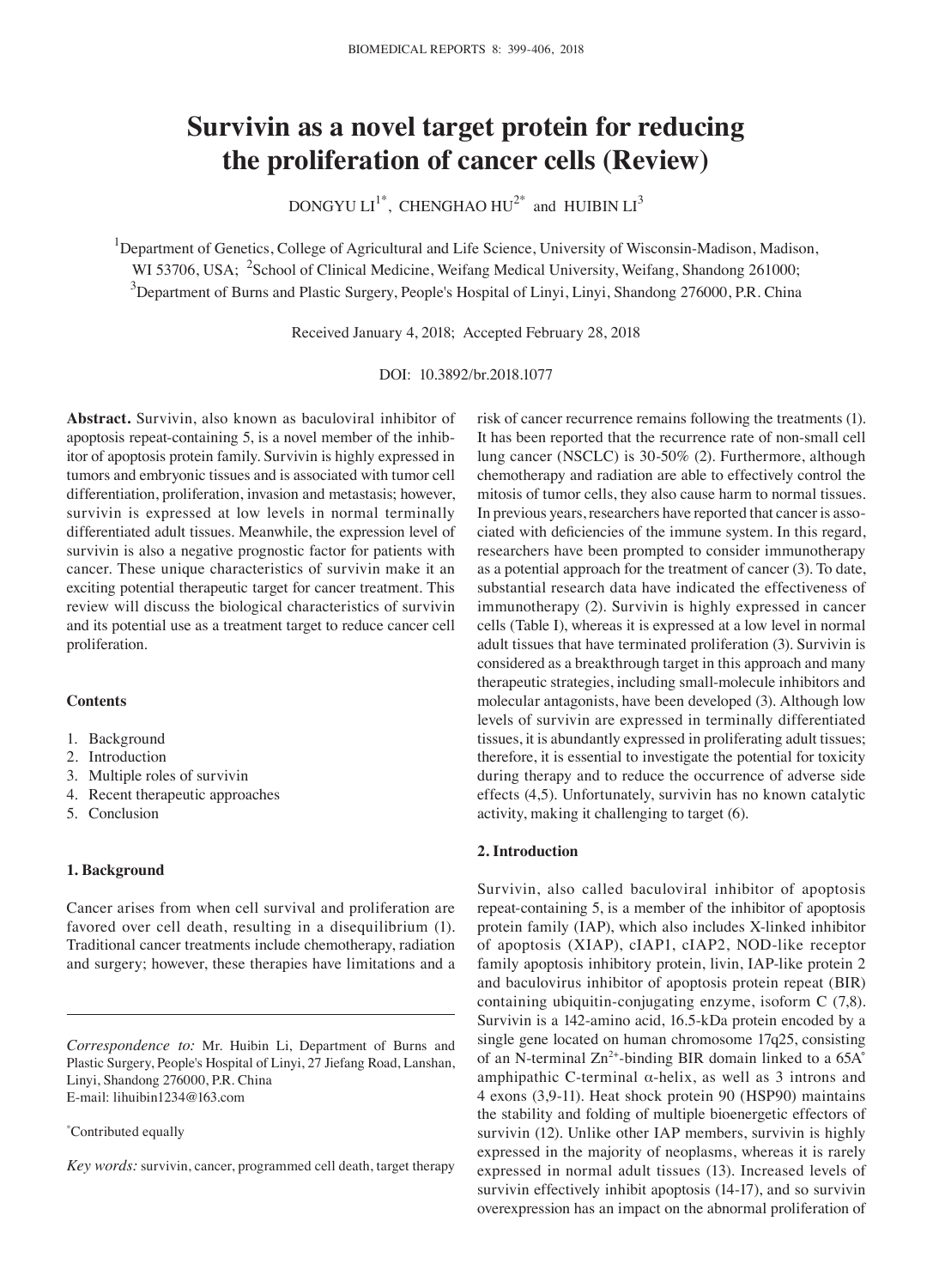# Survivin as a novel target protein for reducing the proliferation of cancer cells (Review)

DONGYU LI[1*], CHENGHAO HU[2*] and HUIBIN LI[3]

[1]Department of Genetics, College of Agricultural and Life Science, University of Wisconsin-Madison, Madison, WI 53706, USA; [2]School of Clinical Medicine, Weifang Medical University, Weifang, Shandong 261000; [3]Department of Burns and Plastic Surgery, People's Hospital of Linyi, Linyi, Shandong 276000, P.R. China

Received January 4, 2018; Accepted February 28, 2018

DOI: 10.3892/br.2018.1077

**Abstract.** Survivin, also known as baculoviral inhibitor of apoptosis repeat-containing 5, is a novel member of the inhibitor of apoptosis protein family. Survivin is highly expressed in tumors and embryonic tissues and is associated with tumor cell differentiation, proliferation, invasion and metastasis; however, survivin is expressed at low levels in normal terminally differentiated adult tissues. Meanwhile, the expression level of survivin is also a negative prognostic factor for patients with cancer. These unique characteristics of survivin make it an exciting potential therapeutic target for cancer treatment. This review will discuss the biological characteristics of survivin and its potential use as a treatment target to reduce cancer cell proliferation.

**Contents**

1. Background
2. Introduction
3. Multiple roles of survivin
4. Recent therapeutic approaches
5. Conclusion

## 1. Background

Cancer arises from when cell survival and proliferation are favored over cell death, resulting in a disequilibrium (1). Traditional cancer treatments include chemotherapy, radiation and surgery; however, these therapies have limitations and a risk of cancer recurrence remains following the treatments (1). It has been reported that the recurrence rate of non-small cell lung cancer (NSCLC) is 30-50% (2). Furthermore, although chemotherapy and radiation are able to effectively control the mitosis of tumor cells, they also cause harm to normal tissues. In previous years, researchers have reported that cancer is associated with deficiencies of the immune system. In this regard, researchers have been prompted to consider immunotherapy as a potential approach for the treatment of cancer (3). To date, substantial research data have indicated the effectiveness of immunotherapy (2). Survivin is highly expressed in cancer cells (Table I), whereas it is expressed at a low level in normal adult tissues that have terminated proliferation (3). Survivin is considered as a breakthrough target in this approach and many therapeutic strategies, including small-molecule inhibitors and molecular antagonists, have been developed (3). Although low levels of survivin are expressed in terminally differentiated tissues, it is abundantly expressed in proliferating adult tissues; therefore, it is essential to investigate the potential for toxicity during therapy and to reduce the occurrence of adverse side effects (4,5). Unfortunately, survivin has no known catalytic activity, making it challenging to target (6).

## 2. Introduction

Survivin, also called baculoviral inhibitor of apoptosis repeat-containing 5, is a member of the inhibitor of apoptosis protein family (IAP), which also includes X-linked inhibitor of apoptosis (XIAP), cIAP1, cIAP2, NOD-like receptor family apoptosis inhibitory protein, livin, IAP-like protein 2 and baculovirus inhibitor of apoptosis protein repeat (BIR) containing ubiquitin-conjugating enzyme, isoform C (7,8). Survivin is a 142-amino acid, 16.5-kDa protein encoded by a single gene located on human chromosome 17q25, consisting of an N-terminal $Zn^{2+}$-binding BIR domain linked to a 65Å amphipathic C-terminal α-helix, as well as 3 introns and 4 exons (3,9-11). Heat shock protein 90 (HSP90) maintains the stability and folding of multiple bioenergetic effectors of survivin (12). Unlike other IAP members, survivin is highly expressed in the majority of neoplasms, whereas it is rarely expressed in normal adult tissues (13). Increased levels of survivin effectively inhibit apoptosis (14-17), and so survivin overexpression has an impact on the abnormal proliferation of

*Correspondence to:* Mr. Huibin Li, Department of Burns and Plastic Surgery, People's Hospital of Linyi, 27 Jiefang Road, Lanshan, Linyi, Shandong 276000, P.R. China
E-mail: lihuibin1234@163.com

*Contributed equally

*Key words:* survivin, cancer, programmed cell death, target therapy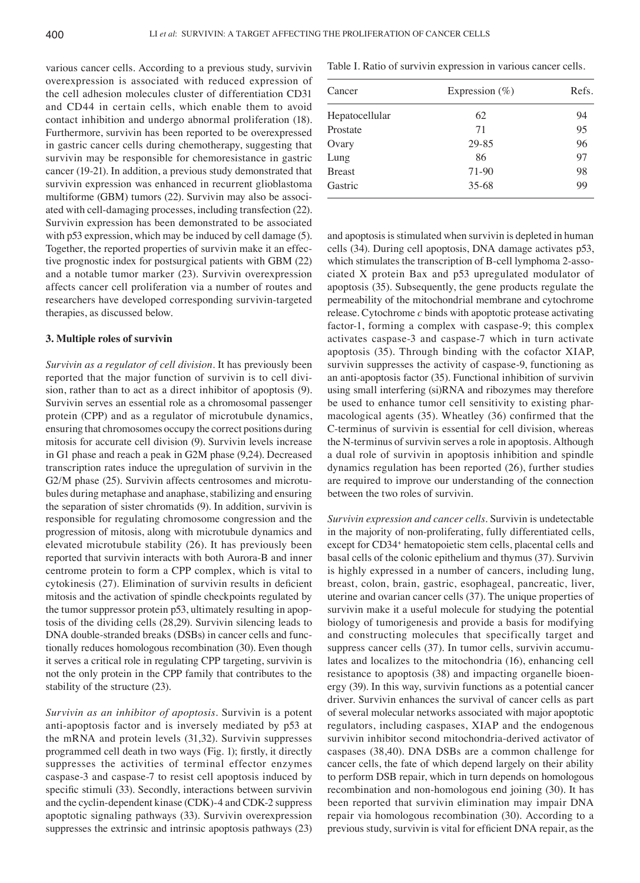various cancer cells. According to a previous study, survivin overexpression is associated with reduced expression of the cell adhesion molecules cluster of differentiation CD31 and CD44 in certain cells, which enable them to avoid contact inhibition and undergo abnormal proliferation (18). Furthermore, survivin has been reported to be overexpressed in gastric cancer cells during chemotherapy, suggesting that survivin may be responsible for chemoresistance in gastric cancer (19-21). In addition, a previous study demonstrated that survivin expression was enhanced in recurrent glioblastoma multiforme (GBM) tumors (22). Survivin may also be associated with cell-damaging processes, including transfection (22). Survivin expression has been demonstrated to be associated with p53 expression, which may be induced by cell damage (5). Together, the reported properties of survivin make it an effective prognostic index for postsurgical patients with GBM (22) and a notable tumor marker (23). Survivin overexpression affects cancer cell proliferation via a number of routes and researchers have developed corresponding survivin-targeted therapies, as discussed below.

## 3. Multiple roles of survivin

*Survivin as a regulator of cell division.* It has previously been reported that the major function of survivin is to cell division, rather than to act as a direct inhibitor of apoptosis (9). Survivin serves an essential role as a chromosomal passenger protein (CPP) and as a regulator of microtubule dynamics, ensuring that chromosomes occupy the correct positions during mitosis for accurate cell division (9). Survivin levels increase in G1 phase and reach a peak in G2M phase (9,24). Decreased transcription rates induce the upregulation of survivin in the G2/M phase (25). Survivin affects centrosomes and microtubules during metaphase and anaphase, stabilizing and ensuring the separation of sister chromatids (9). In addition, survivin is responsible for regulating chromosome congression and the progression of mitosis, along with microtubule dynamics and elevated microtubule stability (26). It has previously been reported that survivin interacts with both Aurora-B and inner centrome protein to form a CPP complex, which is vital to cytokinesis (27). Elimination of survivin results in deficient mitosis and the activation of spindle checkpoints regulated by the tumor suppressor protein p53, ultimately resulting in apoptosis of the dividing cells (28,29). Survivin silencing leads to DNA double-stranded breaks (DSBs) in cancer cells and functionally reduces homologous recombination (30). Even though it serves a critical role in regulating CPP targeting, survivin is not the only protein in the CPP family that contributes to the stability of the structure (23).

*Survivin as an inhibitor of apoptosis.* Survivin is a potent anti-apoptosis factor and is inversely mediated by p53 at the mRNA and protein levels (31,32). Survivin suppresses programmed cell death in two ways (Fig. 1); firstly, it directly suppresses the activities of terminal effector enzymes caspase-3 and caspase-7 to resist cell apoptosis induced by specific stimuli (33). Secondly, interactions between survivin and the cyclin-dependent kinase (CDK)-4 and CDK-2 suppress apoptotic signaling pathways (33). Survivin overexpression suppresses the extrinsic and intrinsic apoptosis pathways (23) and apoptosis is stimulated when survivin is depleted in human cells (34). During cell apoptosis, DNA damage activates p53, which stimulates the transcription of B-cell lymphoma 2-associated X protein Bax and p53 upregulated modulator of apoptosis (35). Subsequently, the gene products regulate the permeability of the mitochondrial membrane and cytochrome release. Cytochrome *c* binds with apoptotic protease activating factor-1, forming a complex with caspase-9; this complex activates caspase-3 and caspase-7 which in turn activate apoptosis (35). Through binding with the cofactor XIAP, survivin suppresses the activity of caspase-9, functioning as an anti-apoptosis factor (35). Functional inhibition of survivin using small interfering (si)RNA and ribozymes may therefore be used to enhance tumor cell sensitivity to existing pharmacological agents (35). Wheatley (36) confirmed that the C-terminus of survivin is essential for cell division, whereas the N-terminus of survivin serves a role in apoptosis. Although a dual role of survivin in apoptosis inhibition and spindle dynamics regulation has been reported (26), further studies are required to improve our understanding of the connection between the two roles of survivin.

Table I. Ratio of survivin expression in various cancer cells.

| Cancer | Expression (%) | Refs. |
|---|---|---|
| Hepatocellular | 62 | 94 |
| Prostate | 71 | 95 |
| Ovary | 29-85 | 96 |
| Lung | 86 | 97 |
| Breast | 71-90 | 98 |
| Gastric | 35-68 | 99 |

*Survivin expression and cancer cells.* Survivin is undetectable in the majority of non-proliferating, fully differentiated cells, except for CD34+ hematopoietic stem cells, placental cells and basal cells of the colonic epithelium and thymus (37). Survivin is highly expressed in a number of cancers, including lung, breast, colon, brain, gastric, esophageal, pancreatic, liver, uterine and ovarian cancer cells (37). The unique properties of survivin make it a useful molecule for studying the potential biology of tumorigenesis and provide a basis for modifying and constructing molecules that specifically target and suppress cancer cells (37). In tumor cells, survivin accumulates and localizes to the mitochondria (16), enhancing cell resistance to apoptosis (38) and impacting organelle bioenergy (39). In this way, survivin functions as a potential cancer driver. Survivin enhances the survival of cancer cells as part of several molecular networks associated with major apoptotic regulators, including caspases, XIAP and the endogenous survivin inhibitor second mitochondria-derived activator of caspases (38,40). DNA DSBs are a common challenge for cancer cells, the fate of which depend largely on their ability to perform DSB repair, which in turn depends on homologous recombination and non-homologous end joining (30). It has been reported that survivin elimination may impair DNA repair via homologous recombination (30). According to a previous study, survivin is vital for efficient DNA repair, as the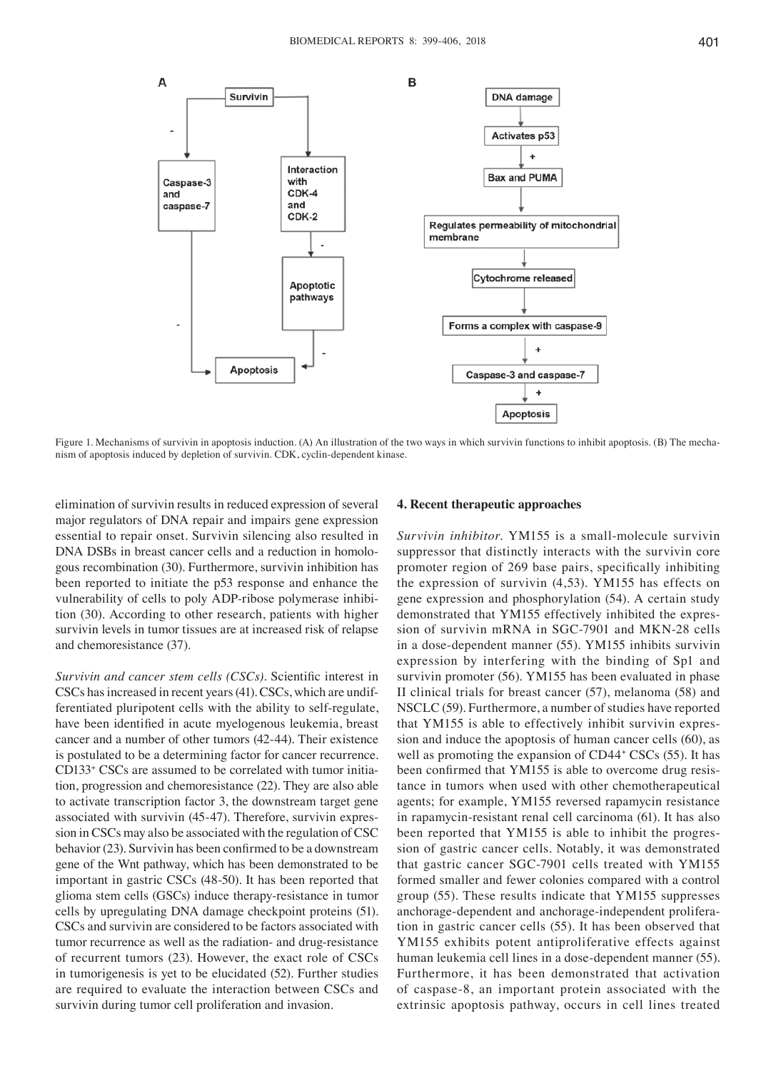A

Survivin

-

Caspase-3 and caspase-7

Interaction with CDK-4 and CDK-2

-

Apoptotic pathways

-

-

Apoptosis

B

DNA damage

Activates p53

+

Bax and PUMA

Regulates permeability of mitochondrial membrane

Cytochrome released

Forms a complex with caspase-9

+

Caspase-3 and caspase-7

+

Apoptosis

Figure 1. Mechanisms of survivin in apoptosis induction. (A) An illustration of the two ways in which survivin functions to inhibit apoptosis. (B) The mechanism of apoptosis induced by depletion of survivin. CDK, cyclin-dependent kinase.

elimination of survivin results in reduced expression of several major regulators of DNA repair and impairs gene expression essential to repair onset. Survivin silencing also resulted in DNA DSBs in breast cancer cells and a reduction in homologous recombination (30). Furthermore, survivin inhibition has been reported to initiate the p53 response and enhance the vulnerability of cells to poly ADP-ribose polymerase inhibition (30). According to other research, patients with higher survivin levels in tumor tissues are at increased risk of relapse and chemoresistance (37).

*Survivin and cancer stem cells (CSCs).* Scientific interest in CSCs has increased in recent years (41). CSCs, which are undifferentiated pluripotent cells with the ability to self-regulate, have been identified in acute myelogenous leukemia, breast cancer and a number of other tumors (42-44). Their existence is postulated to be a determining factor for cancer recurrence. $CD133^+$ CSCs are assumed to be correlated with tumor initiation, progression and chemoresistance (22). They are also able to activate transcription factor 3, the downstream target gene associated with survivin (45-47). Therefore, survivin expression in CSCs may also be associated with the regulation of CSC behavior (23). Survivin has been confirmed to be a downstream gene of the Wnt pathway, which has been demonstrated to be important in gastric CSCs (48-50). It has been reported that glioma stem cells (GSCs) induce therapy-resistance in tumor cells by upregulating DNA damage checkpoint proteins (51). CSCs and survivin are considered to be factors associated with tumor recurrence as well as the radiation- and drug-resistance of recurrent tumors (23). However, the exact role of CSCs in tumorigenesis is yet to be elucidated (52). Further studies are required to evaluate the interaction between CSCs and survivin during tumor cell proliferation and invasion.

## 4. Recent therapeutic approaches

*Survivin inhibitor.* YM155 is a small-molecule survivin suppressor that distinctly interacts with the survivin core promoter region of 269 base pairs, specifically inhibiting the expression of survivin (4,53). YM155 has effects on gene expression and phosphorylation (54). A certain study demonstrated that YM155 effectively inhibited the expression of survivin mRNA in SGC-7901 and MKN-28 cells in a dose-dependent manner (55). YM155 inhibits survivin expression by interfering with the binding of Sp1 and survivin promoter (56). YM155 has been evaluated in phase II clinical trials for breast cancer (57), melanoma (58) and NSCLC (59). Furthermore, a number of studies have reported that YM155 is able to effectively inhibit survivin expression and induce the apoptosis of human cancer cells (60), as well as promoting the expansion of $CD44^+$ CSCs (55). It has been confirmed that YM155 is able to overcome drug resistance in tumors when used with other chemotherapeutical agents; for example, YM155 reversed rapamycin resistance in rapamycin-resistant renal cell carcinoma (61). It has also been reported that YM155 is able to inhibit the progression of gastric cancer cells. Notably, it was demonstrated that gastric cancer SGC-7901 cells treated with YM155 formed smaller and fewer colonies compared with a control group (55). These results indicate that YM155 suppresses anchorage-dependent and anchorage-independent proliferation in gastric cancer cells (55). It has been observed that YM155 exhibits potent antiproliferative effects against human leukemia cell lines in a dose-dependent manner (55). Furthermore, it has been demonstrated that activation of caspase-8, an important protein associated with the extrinsic apoptosis pathway, occurs in cell lines treated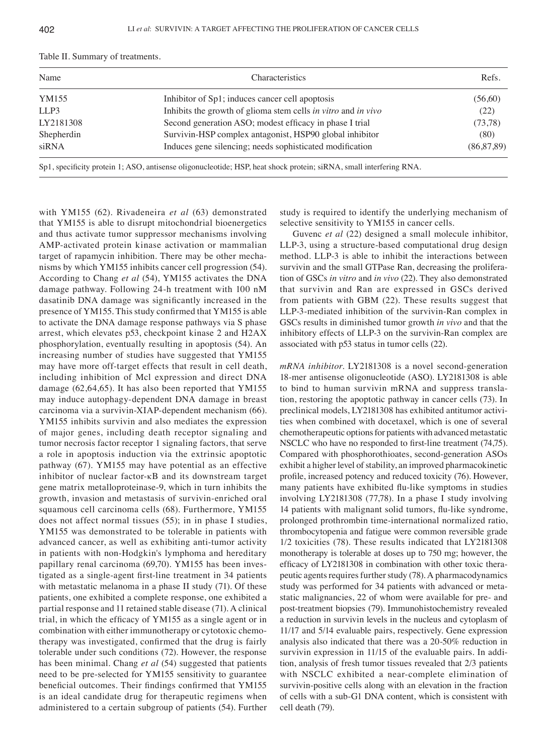Table II. Summary of treatments.

| Name | Characteristics | Refs. |
|---|---|---|
| YM155 | Inhibitor of Sp1; induces cancer cell apoptosis | (56,60) |
| LLP3 | Inhibits the growth of glioma stem cells *in vitro* and *in vivo* | (22) |
| LY2181308 | Second generation ASO; modest efficacy in phase I trial | (73,78) |
| Shepherdin | Survivin-HSP complex antagonist, HSP90 global inhibitor | (80) |
| siRNA | Induces gene silencing; needs sophisticated modification | (86,87,89) |

Sp1, specificity protein 1; ASO, antisense oligonucleotide; HSP, heat shock protein; siRNA, small interfering RNA.

with YM155 (62). Rivadeneira *et al* (63) demonstrated that YM155 is able to disrupt mitochondrial bioenergetics and thus activate tumor suppressor mechanisms involving AMP-activated protein kinase activation or mammalian target of rapamycin inhibition. There may be other mechanisms by which YM155 inhibits cancer cell progression (54). According to Chang *et al* (54), YM155 activates the DNA damage pathway. Following 24-h treatment with 100 nM dasatinib DNA damage was significantly increased in the presence of YM155. This study confirmed that YM155 is able to activate the DNA damage response pathways via S phase arrest, which elevates p53, checkpoint kinase 2 and H2AX phosphorylation, eventually resulting in apoptosis (54). An increasing number of studies have suggested that YM155 may have more off-target effects that result in cell death, including inhibition of Mcl expression and direct DNA damage (62,64,65). It has also been reported that YM155 may induce autophagy-dependent DNA damage in breast carcinoma via a survivin-XIAP-dependent mechanism (66). YM155 inhibits survivin and also mediates the expression of major genes, including death receptor signaling and tumor necrosis factor receptor 1 signaling factors, that serve a role in apoptosis induction via the extrinsic apoptotic pathway (67). YM155 may have potential as an effective inhibitor of nuclear factor-κB and its downstream target gene matrix metalloproteinase-9, which in turn inhibits the growth, invasion and metastasis of survivin-enriched oral squamous cell carcinoma cells (68). Furthermore, YM155 does not affect normal tissues (55); in in phase I studies, YM155 was demonstrated to be tolerable in patients with advanced cancer, as well as exhibiting anti-tumor activity in patients with non-Hodgkin's lymphoma and hereditary papillary renal carcinoma (69,70). YM155 has been investigated as a single-agent first-line treatment in 34 patients with metastatic melanoma in a phase II study (71). Of these patients, one exhibited a complete response, one exhibited a partial response and 11 retained stable disease (71). A clinical trial, in which the efficacy of YM155 as a single agent or in combination with either immunotherapy or cytotoxic chemotherapy was investigated, confirmed that the drug is fairly tolerable under such conditions (72). However, the response has been minimal. Chang *et al* (54) suggested that patients need to be pre-selected for YM155 sensitivity to guarantee beneficial outcomes. Their findings confirmed that YM155 is an ideal candidate drug for therapeutic regimens when administered to a certain subgroup of patients (54). Further study is required to identify the underlying mechanism of selective sensitivity to YM155 in cancer cells.

Guvenc *et al* (22) designed a small molecule inhibitor, LLP-3, using a structure-based computational drug design method. LLP-3 is able to inhibit the interactions between survivin and the small GTPase Ran, decreasing the proliferation of GSCs *in vitro* and *in vivo* (22). They also demonstrated that survivin and Ran are expressed in GSCs derived from patients with GBM (22). These results suggest that LLP-3-mediated inhibition of the survivin-Ran complex in GSCs results in diminished tumor growth *in vivo* and that the inhibitory effects of LLP-3 on the survivin-Ran complex are associated with p53 status in tumor cells (22).

*mRNA inhibitor.* LY2181308 is a novel second-generation 18-mer antisense oligonucleotide (ASO). LY2181308 is able to bind to human survivin mRNA and suppress translation, restoring the apoptotic pathway in cancer cells (73). In preclinical models, LY2181308 has exhibited antitumor activities when combined with docetaxel, which is one of several chemotherapeutic options for patients with advanced metastatic NSCLC who have no responded to first-line treatment (74,75). Compared with phosphorothioates, second-generation ASOs exhibit a higher level of stability, an improved pharmacokinetic profile, increased potency and reduced toxicity (76). However, many patients have exhibited flu-like symptoms in studies involving LY2181308 (77,78). In a phase I study involving 14 patients with malignant solid tumors, flu-like syndrome, prolonged prothrombin time-international normalized ratio, thrombocytopenia and fatigue were common reversible grade 1/2 toxicities (78). These results indicated that LY2181308 monotherapy is tolerable at doses up to 750 mg; however, the efficacy of LY2181308 in combination with other toxic therapeutic agents requires further study (78). A pharmacodynamics study was performed for 34 patients with advanced or metastatic malignancies, 22 of whom were available for pre- and post-treatment biopsies (79). Immunohistochemistry revealed a reduction in survivin levels in the nucleus and cytoplasm of 11/17 and 5/14 evaluable pairs, respectively. Gene expression analysis also indicated that there was a 20-50% reduction in survivin expression in 11/15 of the evaluable pairs. In addition, analysis of fresh tumor tissues revealed that 2/3 patients with NSCLC exhibited a near-complete elimination of survivin-positive cells along with an elevation in the fraction of cells with a sub-G1 DNA content, which is consistent with cell death (79).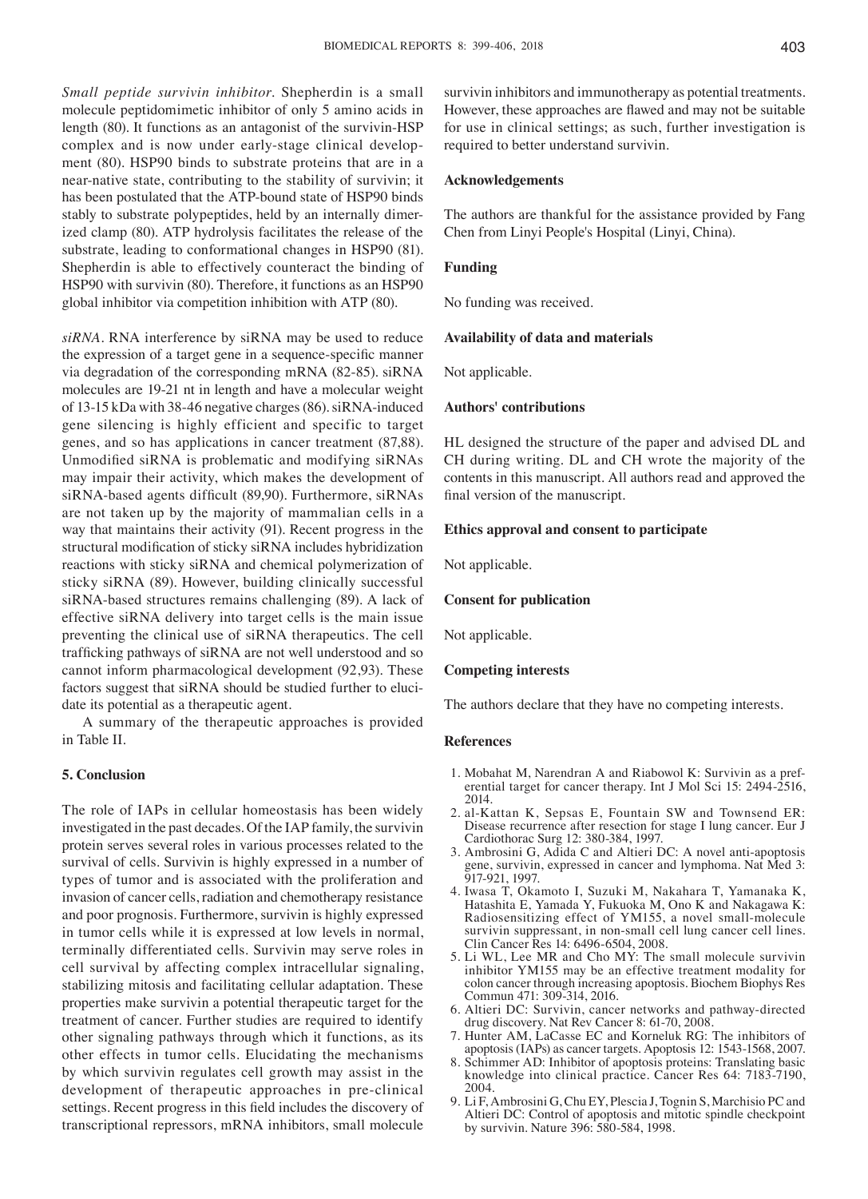*Small peptide survivin inhibitor.* Shepherdin is a small molecule peptidomimetic inhibitor of only 5 amino acids in length (80). It functions as an antagonist of the survivin-HSP complex and is now under early-stage clinical development (80). HSP90 binds to substrate proteins that are in a near-native state, contributing to the stability of survivin; it has been postulated that the ATP-bound state of HSP90 binds stably to substrate polypeptides, held by an internally dimerized clamp (80). ATP hydrolysis facilitates the release of the substrate, leading to conformational changes in HSP90 (81). Shepherdin is able to effectively counteract the binding of HSP90 with survivin (80). Therefore, it functions as an HSP90 global inhibitor via competition inhibition with ATP (80).

*siRNA.* RNA interference by siRNA may be used to reduce the expression of a target gene in a sequence-specific manner via degradation of the corresponding mRNA (82-85). siRNA molecules are 19-21 nt in length and have a molecular weight of 13-15 kDa with 38-46 negative charges (86). siRNA-induced gene silencing is highly efficient and specific to target genes, and so has applications in cancer treatment (87,88). Unmodified siRNA is problematic and modifying siRNAs may impair their activity, which makes the development of siRNA-based agents difficult (89,90). Furthermore, siRNAs are not taken up by the majority of mammalian cells in a way that maintains their activity (91). Recent progress in the structural modification of sticky siRNA includes hybridization reactions with sticky siRNA and chemical polymerization of sticky siRNA (89). However, building clinically successful siRNA-based structures remains challenging (89). A lack of effective siRNA delivery into target cells is the main issue preventing the clinical use of siRNA therapeutics. The cell trafficking pathways of siRNA are not well understood and so cannot inform pharmacological development (92,93). These factors suggest that siRNA should be studied further to elucidate its potential as a therapeutic agent.

A summary of the therapeutic approaches is provided in Table II.

## 5. Conclusion

The role of IAPs in cellular homeostasis has been widely investigated in the past decades. Of the IAP family, the survivin protein serves several roles in various processes related to the survival of cells. Survivin is highly expressed in a number of types of tumor and is associated with the proliferation and invasion of cancer cells, radiation and chemotherapy resistance and poor prognosis. Furthermore, survivin is highly expressed in tumor cells while it is expressed at low levels in normal, terminally differentiated cells. Survivin may serve roles in cell survival by affecting complex intracellular signaling, stabilizing mitosis and facilitating cellular adaptation. These properties make survivin a potential therapeutic target for the treatment of cancer. Further studies are required to identify other signaling pathways through which it functions, as its other effects in tumor cells. Elucidating the mechanisms by which survivin regulates cell growth may assist in the development of therapeutic approaches in pre-clinical settings. Recent progress in this field includes the discovery of transcriptional repressors, mRNA inhibitors, small molecule survivin inhibitors and immunotherapy as potential treatments. However, these approaches are flawed and may not be suitable for use in clinical settings; as such, further investigation is required to better understand survivin.

## Acknowledgements

The authors are thankful for the assistance provided by Fang Chen from Linyi People's Hospital (Linyi, China).

## Funding

No funding was received.

## Availability of data and materials

Not applicable.

## Authors' contributions

HL designed the structure of the paper and advised DL and CH during writing. DL and CH wrote the majority of the contents in this manuscript. All authors read and approved the final version of the manuscript.

## Ethics approval and consent to participate

Not applicable.

## Consent for publication

Not applicable.

## Competing interests

The authors declare that they have no competing interests.

## References

1. Mobahat M, Narendran A and Riabowol K: Survivin as a preferential target for cancer therapy. Int J Mol Sci 15: 2494-2516, 2014.
2. al-Kattan K, Sepsas E, Fountain SW and Townsend ER: Disease recurrence after resection for stage I lung cancer. Eur J Cardiothorac Surg 12: 380-384, 1997.
3. Ambrosini G, Adida C and Altieri DC: A novel anti-apoptosis gene, survivin, expressed in cancer and lymphoma. Nat Med 3: 917-921, 1997.
4. Iwasa T, Okamoto I, Suzuki M, Nakahara T, Yamanaka K, Hatashita E, Yamada Y, Fukuoka M, Ono K and Nakagawa K: Radiosensitizing effect of YM155, a novel small-molecule survivin suppressant, in non-small cell lung cancer cell lines. Clin Cancer Res 14: 6496-6504, 2008.
5. Li WL, Lee MR and Cho MY: The small molecule survivin inhibitor YM155 may be an effective treatment modality for colon cancer through increasing apoptosis. Biochem Biophys Res Commun 471: 309-314, 2016.
6. Altieri DC: Survivin, cancer networks and pathway-directed drug discovery. Nat Rev Cancer 8: 61-70, 2008.
7. Hunter AM, LaCasse EC and Korneluk RG: The inhibitors of apoptosis (IAPs) as cancer targets. Apoptosis 12: 1543-1568, 2007.
8. Schimmer AD: Inhibitor of apoptosis proteins: Translating basic knowledge into clinical practice. Cancer Res 64: 7183-7190, 2004.
9. Li F, Ambrosini G, Chu EY, Plescia J, Tognin S, Marchisio PC and Altieri DC: Control of apoptosis and mitotic spindle checkpoint by survivin. Nature 396: 580-584, 1998.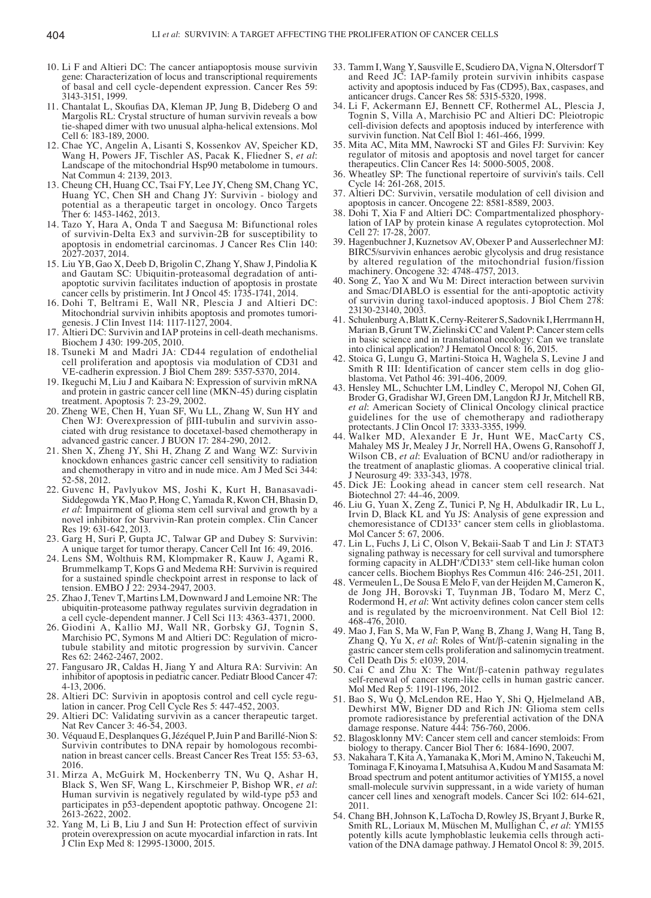10. Li F and Altieri DC: The cancer antiapoptosis mouse survivin gene: Characterization of locus and transcriptional requirements of basal and cell cycle-dependent expression. Cancer Res 59: 3143-3151, 1999.
11. Chantalat L, Skoufias DA, Kleman JP, Jung B, Dideberg O and Margolis RL: Crystal structure of human survivin reveals a bow tie-shaped dimer with two unusual alpha-helical extensions. Mol Cell 6: 183-189, 2000.
12. Chae YC, Angelin A, Lisanti S, Kossenkov AV, Speicher KD, Wang H, Powers JF, Tischler AS, Pacak K, Fliedner S, *et al*: Landscape of the mitochondrial Hsp90 metabolome in tumours. Nat Commun 4: 2139, 2013.
13. Cheung CH, Huang CC, Tsai FY, Lee JY, Cheng SM, Chang YC, Huang YC, Chen SH and Chang JY: Survivin - biology and potential as a therapeutic target in oncology. Onco Targets Ther 6: 1453-1462, 2013.
14. Tazo Y, Hara A, Onda T and Saegusa M: Bifunctional roles of survivin-Delta Ex3 and survivin-2B for susceptibility to apoptosis in endometrial carcinomas. J Cancer Res Clin 140: 2027-2037, 2014.
15. Liu YB, Gao X, Deeb D, Brigolin C, Zhang Y, Shaw J, Pindolia K and Gautam SC: Ubiquitin-proteasomal degradation of antiapoptotic survivin facilitates induction of apoptosis in prostate cancer cells by pristimerin. Int J Oncol 45: 1735-1741, 2014.
16. Dohi T, Beltrami E, Wall NR, Plescia J and Altieri DC: Mitochondrial survivin inhibits apoptosis and promotes tumorigenesis. J Clin Invest 114: 1117-1127, 2004.
17. Altieri DC: Survivin and IAP proteins in cell-death mechanisms. Biochem J 430: 199-205, 2010.
18. Tsuneki M and Madri JA: CD44 regulation of endothelial cell proliferation and apoptosis via modulation of CD31 and VE-cadherin expression. J Biol Chem 289: 5357-5370, 2014.
19. Ikeguchi M, Liu J and Kaibara N: Expression of survivin mRNA and protein in gastric cancer cell line (MKN-45) during cisplatin treatment. Apoptosis 7: 23-29, 2002.
20. Zheng WE, Chen H, Yuan SF, Wu LL, Zhang W, Sun HY and Chen WJ: Overexpression of βIII-tubulin and survivin associated with drug resistance to docetaxel-based chemotherapy in advanced gastric cancer. J BUON 17: 284-290, 2012.
21. Shen X, Zheng JY, Shi H, Zhang Z and Wang WZ: Survivin knockdown enhances gastric cancer cell sensitivity to radiation and chemotherapy in vitro and in nude mice. Am J Med Sci 344: 52-58, 2012.
22. Guvenc H, Pavlyukov MS, Joshi K, Kurt H, Banasavadi-Siddegowda YK, Mao P, Hong C, Yamada R, Kwon CH, Bhasin D, *et al*: Impairment of glioma stem cell survival and growth by a novel inhibitor for Survivin-Ran protein complex. Clin Cancer Res 19: 631-642, 2013.
23. Garg H, Suri P, Gupta JC, Talwar GP and Dubey S: Survivin: A unique target for tumor therapy. Cancer Cell Int 16: 49, 2016.
24. Lens SM, Wolthuis RM, Klompmaker R, Kauw J, Agami R, Brummelkamp T, Kops G and Medema RH: Survivin is required for a sustained spindle checkpoint arrest in response to lack of tension. EMBO J 22: 2934-2947, 2003.
25. Zhao J, Tenev T, Martins LM, Downward J and Lemoine NR: The ubiquitin-proteasome pathway regulates survivin degradation in a cell cycle-dependent manner. J Cell Sci 113: 4363-4371, 2000.
26. Giodini A, Kallio MJ, Wall NR, Gorbsky GJ, Tognin S, Marchisio PC, Symons M and Altieri DC: Regulation of microtubule stability and mitotic progression by survivin. Cancer Res 62: 2462-2467, 2002.
27. Fangusaro JR, Caldas H, Jiang Y and Altura RA: Survivin: An inhibitor of apoptosis in pediatric cancer. Pediatr Blood Cancer 47: 4-13, 2006.
28. Altieri DC: Survivin in apoptosis control and cell cycle regulation in cancer. Prog Cell Cycle Res 5: 447-452, 2003.
29. Altieri DC: Validating survivin as a cancer therapeutic target. Nat Rev Cancer 3: 46-54, 2003.
30. Véquaud E, Desplanques G, Jézéquel P, Juin P and Barillé-Nion S: Survivin contributes to DNA repair by homologous recombination in breast cancer cells. Breast Cancer Res Treat 155: 53-63, 2016.
31. Mirza A, McGuirk M, Hockenberry TN, Wu Q, Ashar H, Black S, Wen SF, Wang L, Kirschmeier P, Bishop WR, *et al*: Human survivin is negatively regulated by wild-type p53 and participates in p53-dependent apoptotic pathway. Oncogene 21: 2613-2622, 2002.
32. Yang M, Li B, Liu J and Sun H: Protection effect of survivin protein overexpression on acute myocardial infarction in rats. Int J Clin Exp Med 8: 12995-13000, 2015.
33. Tamm I, Wang Y, Sausville E, Scudiero DA, Vigna N, Oltersdorf T and Reed JC: IAP-family protein survivin inhibits caspase activity and apoptosis induced by Fas (CD95), Bax, caspases, and anticancer drugs. Cancer Res 58: 5315-5320, 1998.
34. Li F, Ackermann EJ, Bennett CF, Rothermel AL, Plescia J, Tognin S, Villa A, Marchisio PC and Altieri DC: Pleiotropic cell-division defects and apoptosis induced by interference with survivin function. Nat Cell Biol 1: 461-466, 1999.
35. Mita AC, Mita MM, Nawrocki ST and Giles FJ: Survivin: Key regulator of mitosis and apoptosis and novel target for cancer therapeutics. Clin Cancer Res 14: 5000-5005, 2008.
36. Wheatley SP: The functional repertoire of survivin's tails. Cell Cycle 14: 261-268, 2015.
37. Altieri DC: Survivin, versatile modulation of cell division and apoptosis in cancer. Oncogene 22: 8581-8589, 2003.
38. Dohi T, Xia F and Altieri DC: Compartmentalized phosphorylation of IAP by protein kinase A regulates cytoprotection. Mol Cell 27: 17-28, 2007.
39. Hagenbuchner J, Kuznetsov AV, Obexer P and Ausserlechner MJ: BIRC5/survivin enhances aerobic glycolysis and drug resistance by altered regulation of the mitochondrial fusion/fission machinery. Oncogene 32: 4748-4757, 2013.
40. Song Z, Yao X and Wu M: Direct interaction between survivin and Smac/DIABLO is essential for the anti-apoptotic activity of survivin during taxol-induced apoptosis. J Biol Chem 278: 23130-23140, 2003.
41. Schulenburg A, Blatt K, Cerny-Reiterer S, Sadovnik I, Herrmann H, Marian B, Grunt TW, Zielinski CC and Valent P: Cancer stem cells in basic science and in translational oncology: Can we translate into clinical application? J Hematol Oncol 8: 16, 2015.
42. Stoica G, Lungu G, Martini-Stoica H, Waghela S, Levine J and Smith R III: Identification of cancer stem cells in dog glioblastoma. Vet Pathol 46: 391-406, 2009.
43. Hensley ML, Schuchter LM, Lindley C, Meropol NJ, Cohen GI, Broder G, Gradishar WJ, Green DM, Langdon RJ Jr, Mitchell RB, *et al*: American Society of Clinical Oncology clinical practice guidelines for the use of chemotherapy and radiotherapy protectants. J Clin Oncol 17: 3333-3355, 1999.
44. Walker MD, Alexander E Jr, Hunt WE, MacCarty CS, Mahaley MS Jr, Mealey J Jr, Norrell HA, Owens G, Ransohoff J, Wilson CB, *et al*: Evaluation of BCNU and/or radiotherapy in the treatment of anaplastic gliomas. A cooperative clinical trial. J Neurosurg 49: 333-343, 1978.
45. Dick JE: Looking ahead in cancer stem cell research. Nat Biotechnol 27: 44-46, 2009.
46. Liu G, Yuan X, Zeng Z, Tunici P, Ng H, Abdulkadir IR, Lu L, Irvin D, Black KL and Yu JS: Analysis of gene expression and chemoresistance of CD133$^+$ cancer stem cells in glioblastoma. Mol Cancer 5: 67, 2006.
47. Lin L, Fuchs J, Li C, Olson V, Bekaii-Saab T and Lin J: STAT3 signaling pathway is necessary for cell survival and tumorsphere forming capacity in ALDH$^+$/CD133$^+$ stem cell-like human colon cancer cells. Biochem Biophys Res Commun 416: 246-251, 2011.
48. Vermeulen L, De Sousa E Melo F, van der Heijden M, Cameron K, de Jong JH, Borovski T, Tuynman JB, Todaro M, Merz C, Rodermond H, *et al*: Wnt activity defines colon cancer stem cells and is regulated by the microenvironment. Nat Cell Biol 12: 468-476, 2010.
49. Mao J, Fan S, Ma W, Fan P, Wang B, Zhang J, Wang H, Tang B, Zhang Q, Yu X, *et al*: Roles of Wnt/β-catenin signaling in the gastric cancer stem cells proliferation and salinomycin treatment. Cell Death Dis 5: e1039, 2014.
50. Cai C and Zhu X: The Wnt/β-catenin pathway regulates self-renewal of cancer stem-like cells in human gastric cancer. Mol Med Rep 5: 1191-1196, 2012.
51. Bao S, Wu Q, McLendon RE, Hao Y, Shi Q, Hjelmeland AB, Dewhirst MW, Bigner DD and Rich JN: Glioma stem cells promote radioresistance by preferential activation of the DNA damage response. Nature 444: 756-760, 2006.
52. Blagosklonny MV: Cancer stem cell and cancer stemloids: From biology to therapy. Cancer Biol Ther 6: 1684-1690, 2007.
53. Nakahara T, Kita A, Yamanaka K, Mori M, Amino N, Takeuchi M, Tominaga F, Kinoyama I, Matsuhisa A, Kudou M and Sasamata M: Broad spectrum and potent antitumor activities of YM155, a novel small-molecule survivin suppressant, in a wide variety of human cancer cell lines and xenograft models. Cancer Sci 102: 614-621, 2011.
54. Chang BH, Johnson K, LaTocha D, Rowley JS, Bryant J, Burke R, Smith RL, Loriaux M, Müschen M, Mullighan C, *et al*: YM155 potently kills acute lymphoblastic leukemia cells through activation of the DNA damage pathway. J Hematol Oncol 8: 39, 2015.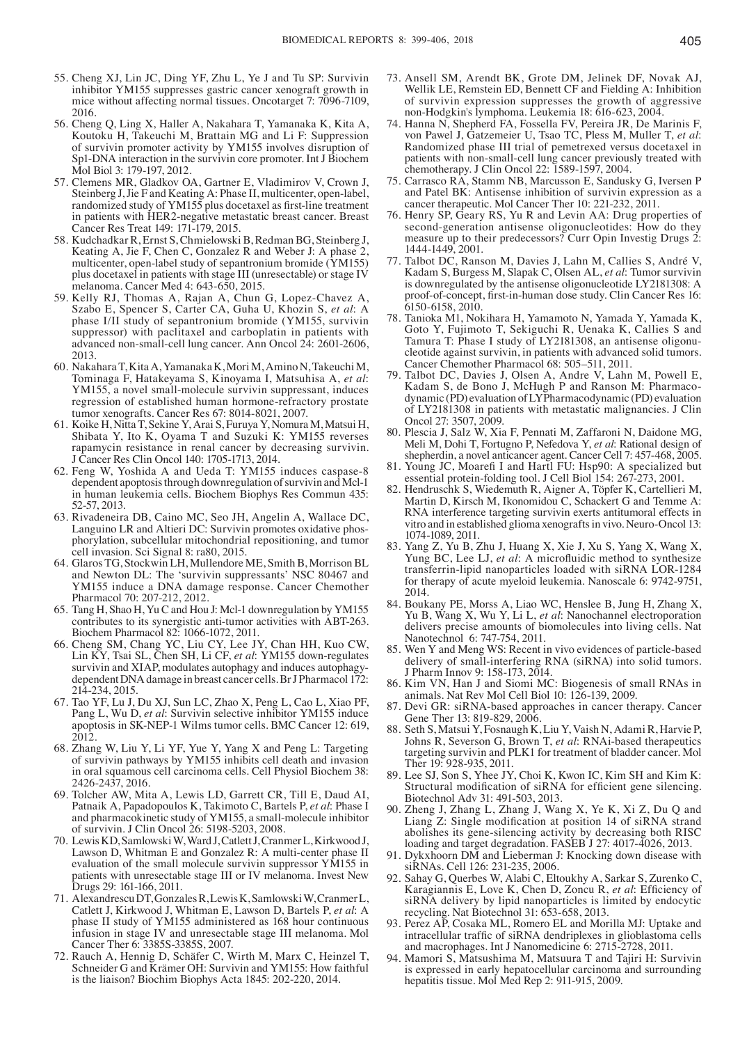55. Cheng XJ, Lin JC, Ding YF, Zhu L, Ye J and Tu SP: Survivin inhibitor YM155 suppresses gastric cancer xenograft growth in mice without affecting normal tissues. Oncotarget 7: 7096-7109, 2016.
56. Cheng Q, Ling X, Haller A, Nakahara T, Yamanaka K, Kita A, Koutoku H, Takeuchi M, Brattain MG and Li F: Suppression of survivin promoter activity by YM155 involves disruption of Sp1-DNA interaction in the survivin core promoter. Int J Biochem Mol Biol 3: 179-197, 2012.
57. Clemens MR, Gladkov OA, Gartner E, Vladimirov V, Crown J, Steinberg J, Jie F and Keating A: Phase II, multicenter, open-label, randomized study of YM155 plus docetaxel as first-line treatment in patients with HER2-negative metastatic breast cancer. Breast Cancer Res Treat 149: 171-179, 2015.
58. Kudchadkar R, Ernst S, Chmielowski B, Redman BG, Steinberg J, Keating A, Jie F, Chen C, Gonzalez R and Weber J: A phase 2, multicenter, open-label study of sepantronium bromide (YM155) plus docetaxel in patients with stage III (unresectable) or stage IV melanoma. Cancer Med 4: 643-650, 2015.
59. Kelly RJ, Thomas A, Rajan A, Chun G, Lopez-Chavez A, Szabo E, Spencer S, Carter CA, Guha U, Khozin S, *et al*: A phase I/II study of sepantronium bromide (YM155, survivin suppressor) with paclitaxel and carboplatin in patients with advanced non-small-cell lung cancer. Ann Oncol 24: 2601-2606, 2013.
60. Nakahara T, Kita A, Yamanaka K, Mori M, Amino N, Takeuchi M, Tominaga F, Hatakeyama S, Kinoyama I, Matsuhisa A, *et al*: YM155, a novel small-molecule survivin suppressant, induces regression of established human hormone-refractory prostate tumor xenografts. Cancer Res 67: 8014-8021, 2007.
61. Koike H, Nitta T, Sekine Y, Arai S, Furuya Y, Nomura M, Matsui H, Shibata Y, Ito K, Oyama T and Suzuki K: YM155 reverses rapamycin resistance in renal cancer by decreasing survivin. J Cancer Res Clin Oncol 140: 1705-1713, 2014.
62. Feng W, Yoshida A and Ueda T: YM155 induces caspase-8 dependent apoptosis through downregulation of survivin and Mcl-1 in human leukemia cells. Biochem Biophys Res Commun 435: 52-57, 2013.
63. Rivadeneira DB, Caino MC, Seo JH, Angelin A, Wallace DC, Languino LR and Altieri DC: Survivin promotes oxidative phosphorylation, subcellular mitochondrial repositioning, and tumor cell invasion. Sci Signal 8: ra80, 2015.
64. Glaros TG, Stockwin LH, Mullendore ME, Smith B, Morrison BL and Newton DL: The 'survivin suppressants' NSC 80467 and YM155 induce a DNA damage response. Cancer Chemother Pharmacol 70: 207-212, 2012.
65. Tang H, Shao H, Yu C and Hou J: Mcl-1 downregulation by YM155 contributes to its synergistic anti-tumor activities with ABT-263. Biochem Pharmacol 82: 1066-1072, 2011.
66. Cheng SM, Chang YC, Liu CY, Lee JY, Chan HH, Kuo CW, Lin KY, Tsai SL, Chen SH, Li CF, *et al*: YM155 down-regulates survivin and XIAP, modulates autophagy and induces autophagy-dependent DNA damage in breast cancer cells. Br J Pharmacol 172: 214-234, 2015.
67. Tao YF, Lu J, Du XJ, Sun LC, Zhao X, Peng L, Cao L, Xiao PF, Pang L, Wu D, *et al*: Survivin selective inhibitor YM155 induce apoptosis in SK-NEP-1 Wilms tumor cells. BMC Cancer 12: 619, 2012.
68. Zhang W, Liu Y, Li YF, Yue Y, Yang X and Peng L: Targeting of survivin pathways by YM155 inhibits cell death and invasion in oral squamous cell carcinoma cells. Cell Physiol Biochem 38: 2426-2437, 2016.
69. Tolcher AW, Mita A, Lewis LD, Garrett CR, Till E, Daud AI, Patnaik A, Papadopoulos K, Takimoto C, Bartels P, *et al*: Phase I and pharmacokinetic study of YM155, a small-molecule inhibitor of survivin. J Clin Oncol 26: 5198-5203, 2008.
70. Lewis KD, Samlowski W, Ward J, Catlett J, Cranmer L, Kirkwood J, Lawson D, Whitman E and Gonzalez R: A multi-center phase II evaluation of the small molecule survivin suppressor YM155 in patients with unresectable stage III or IV melanoma. Invest New Drugs 29: 161-166, 2011.
71. Alexandrescu DT, Gonzales R, Lewis K, Samlowski W, Cranmer L, Catlett J, Kirkwood J, Whitman E, Lawson D, Bartels P, *et al*: A phase II study of YM155 administered as 168 hour continuous infusion in stage IV and unresectable stage III melanoma. Mol Cancer Ther 6: 3385S-3385S, 2007.
72. Rauch A, Hennig D, Schäfer C, Wirth M, Marx C, Heinzel T, Schneider G and Krämer OH: Survivin and YM155: How faithful is the liaison? Biochim Biophys Acta 1845: 202-220, 2014.
73. Ansell SM, Arendt BK, Grote DM, Jelinek DF, Novak AJ, Wellik LE, Remstein ED, Bennett CF and Fielding A: Inhibition of survivin expression suppresses the growth of aggressive non-Hodgkin's lymphoma. Leukemia 18: 616-623, 2004.
74. Hanna N, Shepherd FA, Fossella FV, Pereira JR, De Marinis F, von Pawel J, Gatzemeier U, Tsao TC, Pless M, Muller T, *et al*: Randomized phase III trial of pemetrexed versus docetaxel in patients with non-small-cell lung cancer previously treated with chemotherapy. J Clin Oncol 22: 1589-1597, 2004.
75. Carrasco RA, Stamm NB, Marcusson E, Sandusky G, Iversen P and Patel BK: Antisense inhibition of survivin expression as a cancer therapeutic. Mol Cancer Ther 10: 221-232, 2011.
76. Henry SP, Geary RS, Yu R and Levin AA: Drug properties of second-generation antisense oligonucleotides: How do they measure up to their predecessors? Curr Opin Investig Drugs 2: 1444-1449, 2001.
77. Talbot DC, Ranson M, Davies J, Lahn M, Callies S, André V, Kadam S, Burgess M, Slapak C, Olsen AL, *et al*: Tumor survivin is downregulated by the antisense oligonucleotide LY2181308: A proof-of-concept, first-in-human dose study. Clin Cancer Res 16: 6150-6158, 2010.
78. Tanioka M1, Nokihara H, Yamamoto N, Yamada Y, Yamada K, Goto Y, Fujimoto T, Sekiguchi R, Uenaka K, Callies S and Tamura T: Phase I study of LY2181308, an antisense oligonucleotide against survivin, in patients with advanced solid tumors. Cancer Chemother Pharmacol 68: 505–511, 2011.
79. Talbot DC, Davies J, Olsen A, Andre V, Lahn M, Powell E, Kadam S, de Bono J, McHugh P and Ranson M: Pharmacodynamic (PD) evaluation of LYPharmacodynamic (PD) evaluation of LY2181308 in patients with metastatic malignancies. J Clin Oncol 27: 3507, 2009.
80. Plescia J, Salz W, Xia F, Pennati M, Zaffaroni N, Daidone MG, Meli M, Dohi T, Fortugno P, Nefedova Y, *et al*: Rational design of shepherdin, a novel anticancer agent. Cancer Cell 7: 457-468, 2005.
81. Young JC, Moarefi I and Hartl FU: Hsp90: A specialized but essential protein-folding tool. J Cell Biol 154: 267-273, 2001.
82. Hendruschk S, Wiedemuth R, Aigner A, Töpfer K, Cartellieri M, Martin D, Kirsch M, Ikonomidou C, Schackert G and Temme A: RNA interference targeting survivin exerts antitumoral effects in vitro and in established glioma xenografts in vivo. Neuro-Oncol 13: 1074-1089, 2011.
83. Yang Z, Yu B, Zhu J, Huang X, Xie J, Xu S, Yang X, Wang X, Yung BC, Lee LJ, *et al*: A microfluidic method to synthesize transferrin-lipid nanoparticles loaded with siRNA LOR-1284 for therapy of acute myeloid leukemia. Nanoscale 6: 9742-9751, 2014.
84. Boukany PE, Morss A, Liao WC, Henslee B, Jung H, Zhang X, Yu B, Wang X, Wu Y, Li L, *et al*: Nanochannel electroporation delivers precise amounts of biomolecules into living cells. Nat Nanotechnol 6: 747-754, 2011.
85. Wen Y and Meng WS: Recent in vivo evidences of particle-based delivery of small-interfering RNA (siRNA) into solid tumors. J Pharm Innov 9: 158-173, 2014.
86. Kim VN, Han J and Siomi MC: Biogenesis of small RNAs in animals. Nat Rev Mol Cell Biol 10: 126-139, 2009.
87. Devi GR: siRNA-based approaches in cancer therapy. Cancer Gene Ther 13: 819-829, 2006.
88. Seth S, Matsui Y, Fosnaugh K, Liu Y, Vaish N, Adami R, Harvie P, Johns R, Severson G, Brown T, *et al*: RNAi-based therapeutics targeting survivin and PLK1 for treatment of bladder cancer. Mol Ther 19: 928-935, 2011.
89. Lee SJ, Son S, Yhee JY, Choi K, Kwon IC, Kim SH and Kim K: Structural modification of siRNA for efficient gene silencing. Biotechnol Adv 31: 491-503, 2013.
90. Zheng J, Zhang L, Zhang J, Wang X, Ye K, Xi Z, Du Q and Liang Z: Single modification at position 14 of siRNA strand abolishes its gene-silencing activity by decreasing both RISC loading and target degradation. FASEB J 27: 4017-4026, 2013.
91. Dykxhoorn DM and Lieberman J: Knocking down disease with siRNAs. Cell 126: 231-235, 2006.
92. Sahay G, Querbes W, Alabi C, Eltoukhy A, Sarkar S, Zurenko C, Karagiannis E, Love K, Chen D, Zoncu R, *et al*: Efficiency of siRNA delivery by lipid nanoparticles is limited by endocytic recycling. Nat Biotechnol 31: 653-658, 2013.
93. Perez AP, Cosaka ML, Romero EL and Morilla MJ: Uptake and intracellular traffic of siRNA dendriplexes in glioblastoma cells and macrophages. Int J Nanomedicine 6: 2715-2728, 2011.
94. Mamori S, Matsushima M, Matsuura T and Tajiri H: Survivin is expressed in early hepatocellular carcinoma and surrounding hepatitis tissue. Mol Med Rep 2: 911-915, 2009.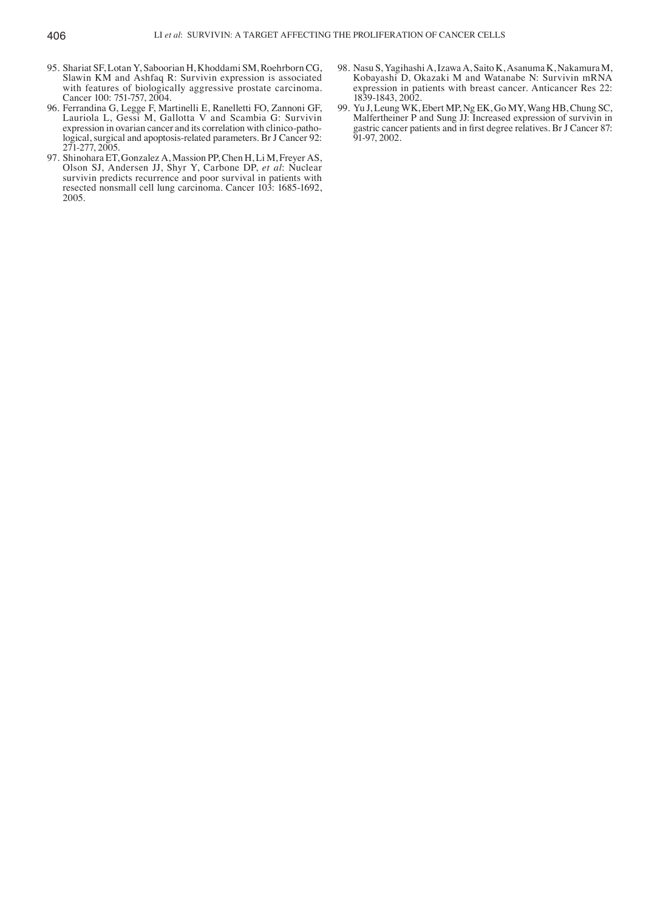95. Shariat SF, Lotan Y, Saboorian H, Khoddami SM, Roehrborn CG, Slawin KM and Ashfaq R: Survivin expression is associated with features of biologically aggressive prostate carcinoma. Cancer 100: 751-757, 2004.
96. Ferrandina G, Legge F, Martinelli E, Ranelletti FO, Zannoni GF, Lauriola L, Gessi M, Gallotta V and Scambia G: Survivin expression in ovarian cancer and its correlation with clinico-pathological, surgical and apoptosis-related parameters. Br J Cancer 92: 271-277, 2005.
97. Shinohara ET, Gonzalez A, Massion PP, Chen H, Li M, Freyer AS, Olson SJ, Andersen JJ, Shyr Y, Carbone DP, *et al*: Nuclear survivin predicts recurrence and poor survival in patients with resected nonsmall cell lung carcinoma. Cancer 103: 1685-1692, 2005.
98. Nasu S, Yagihashi A, Izawa A, Saito K, Asanuma K, Nakamura M, Kobayashi D, Okazaki M and Watanabe N: Survivin mRNA expression in patients with breast cancer. Anticancer Res 22: 1839-1843, 2002.
99. Yu J, Leung WK, Ebert MP, Ng EK, Go MY, Wang HB, Chung SC, Malfertheiner P and Sung JJ: Increased expression of survivin in gastric cancer patients and in first degree relatives. Br J Cancer 87: 91-97, 2002.